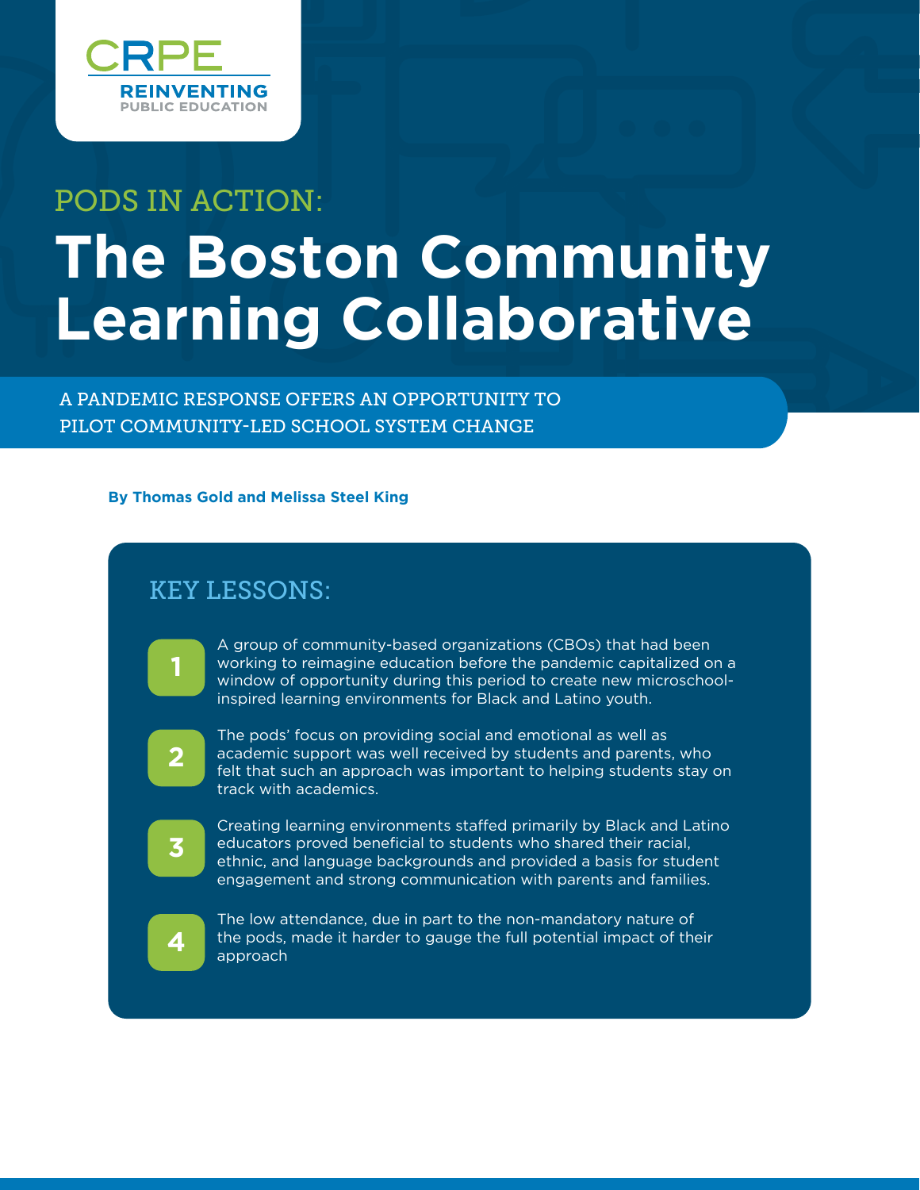CRPE

REINVENTING PUBLIC EDUCATION

PODS IN ACTION:

# The Boston Community Learning Collaborative

A PANDEMIC RESPONSE OFFERS AN OPPORTUNITY TO PILOT COMMUNITY-LED SCHOOL SYSTEM CHANGE

**By Thomas Gold and Melissa Steel King**

## KEY LESSONS:

1. A group of community-based organizations (CBOs) that had been working to reimagine education before the pandemic capitalized on a window of opportunity during this period to create new microschool-inspired learning environments for Black and Latino youth.

2. The pods' focus on providing social and emotional as well as academic support was well received by students and parents, who felt that such an approach was important to helping students stay on track with academics.

3. Creating learning environments staffed primarily by Black and Latino educators proved beneficial to students who shared their racial, ethnic, and language backgrounds and provided a basis for student engagement and strong communication with parents and families.

4. The low attendance, due in part to the non-mandatory nature of the pods, made it harder to gauge the full potential impact of their approach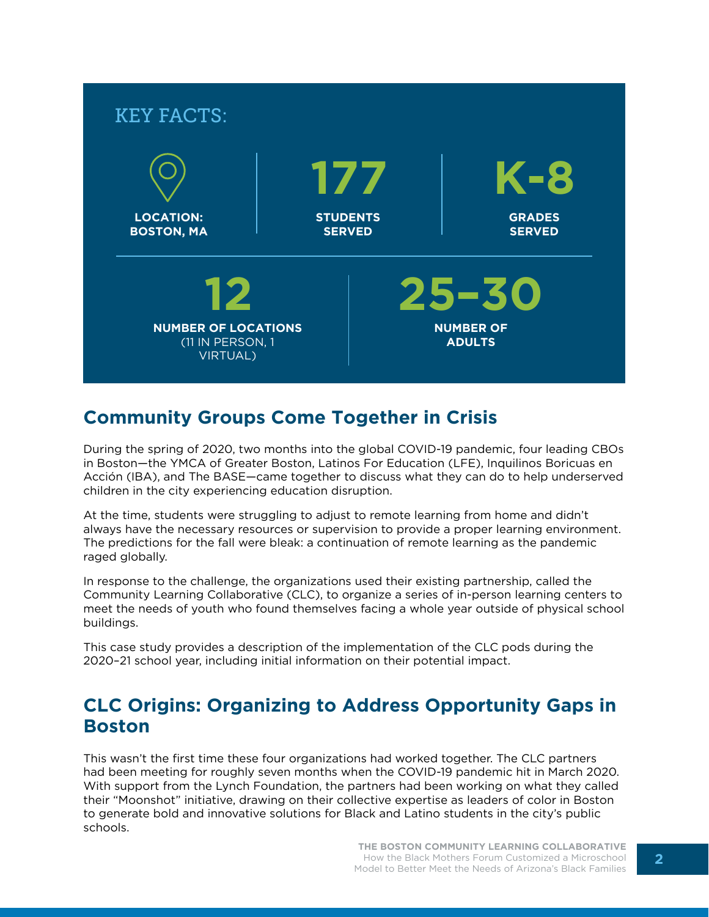## KEY FACTS:

**LOCATION: BOSTON, MA**

**177**
**STUDENTS SERVED**

**K-8**
**GRADES SERVED**

**12**
**NUMBER OF LOCATIONS** (11 IN PERSON, 1 VIRTUAL)

**25–30**
**NUMBER OF ADULTS**

## Community Groups Come Together in Crisis

During the spring of 2020, two months into the global COVID-19 pandemic, four leading CBOs in Boston—the YMCA of Greater Boston, Latinos For Education (LFE), Inquilinos Boricuas en Acción (IBA), and The BASE—came together to discuss what they can do to help underserved children in the city experiencing education disruption.

At the time, students were struggling to adjust to remote learning from home and didn't always have the necessary resources or supervision to provide a proper learning environment. The predictions for the fall were bleak: a continuation of remote learning as the pandemic raged globally.

In response to the challenge, the organizations used their existing partnership, called the Community Learning Collaborative (CLC), to organize a series of in-person learning centers to meet the needs of youth who found themselves facing a whole year outside of physical school buildings.

This case study provides a description of the implementation of the CLC pods during the 2020–21 school year, including initial information on their potential impact.

## CLC Origins: Organizing to Address Opportunity Gaps in Boston

This wasn't the first time these four organizations had worked together. The CLC partners had been meeting for roughly seven months when the COVID-19 pandemic hit in March 2020. With support from the Lynch Foundation, the partners had been working on what they called their "Moonshot" initiative, drawing on their collective expertise as leaders of color in Boston to generate bold and innovative solutions for Black and Latino students in the city's public schools.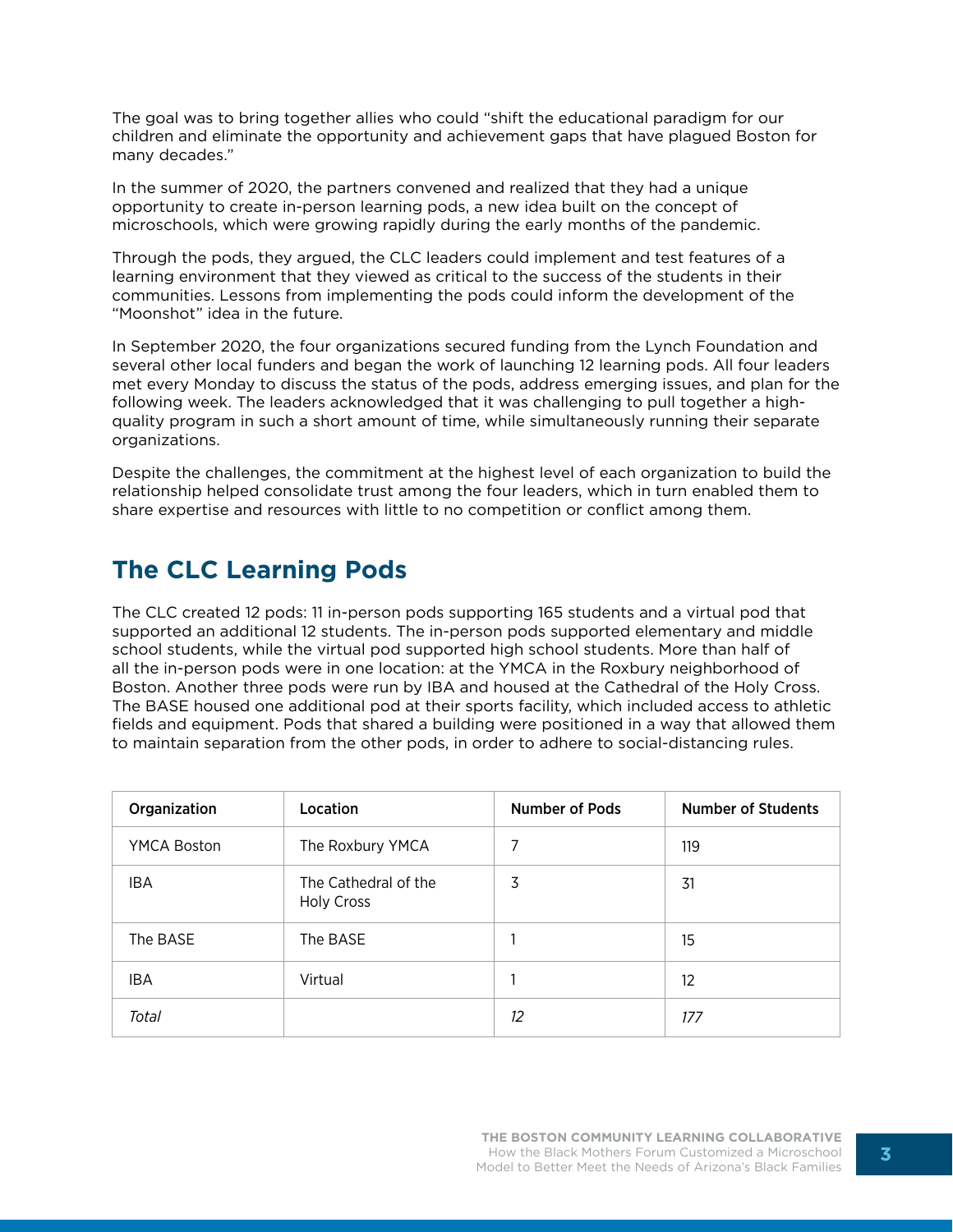The goal was to bring together allies who could "shift the educational paradigm for our children and eliminate the opportunity and achievement gaps that have plagued Boston for many decades."

In the summer of 2020, the partners convened and realized that they had a unique opportunity to create in-person learning pods, a new idea built on the concept of microschools, which were growing rapidly during the early months of the pandemic.

Through the pods, they argued, the CLC leaders could implement and test features of a learning environment that they viewed as critical to the success of the students in their communities. Lessons from implementing the pods could inform the development of the "Moonshot" idea in the future.

In September 2020, the four organizations secured funding from the Lynch Foundation and several other local funders and began the work of launching 12 learning pods. All four leaders met every Monday to discuss the status of the pods, address emerging issues, and plan for the following week. The leaders acknowledged that it was challenging to pull together a high-quality program in such a short amount of time, while simultaneously running their separate organizations.

Despite the challenges, the commitment at the highest level of each organization to build the relationship helped consolidate trust among the four leaders, which in turn enabled them to share expertise and resources with little to no competition or conflict among them.

## The CLC Learning Pods

The CLC created 12 pods: 11 in-person pods supporting 165 students and a virtual pod that supported an additional 12 students. The in-person pods supported elementary and middle school students, while the virtual pod supported high school students. More than half of all the in-person pods were in one location: at the YMCA in the Roxbury neighborhood of Boston. Another three pods were run by IBA and housed at the Cathedral of the Holy Cross. The BASE housed one additional pod at their sports facility, which included access to athletic fields and equipment. Pods that shared a building were positioned in a way that allowed them to maintain separation from the other pods, in order to adhere to social-distancing rules.

| Organization | Location | Number of Pods | Number of Students |
|---|---|---|---|
| YMCA Boston | The Roxbury YMCA | 7 | 119 |
| IBA | The Cathedral of the Holy Cross | 3 | 31 |
| The BASE | The BASE | 1 | 15 |
| IBA | Virtual | 1 | 12 |
| *Total* | | *12* | *177* |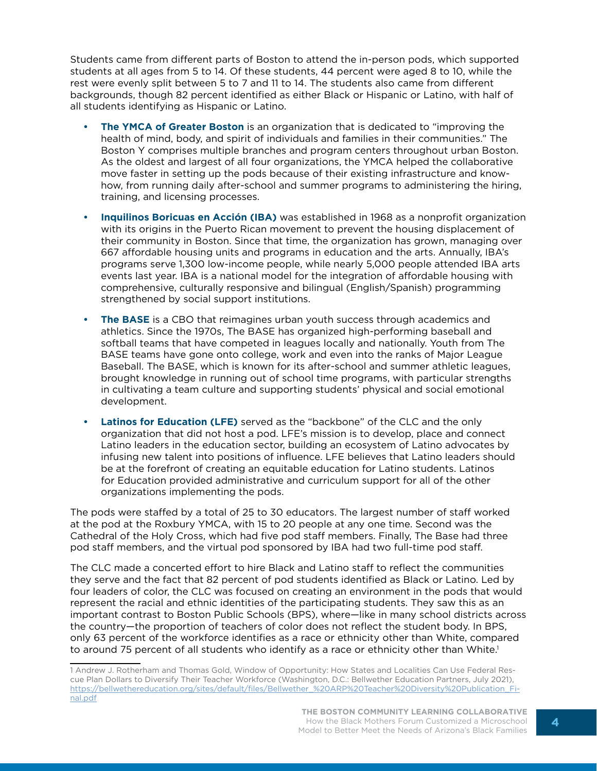Students came from different parts of Boston to attend the in-person pods, which supported students at all ages from 5 to 14. Of these students, 44 percent were aged 8 to 10, while the rest were evenly split between 5 to 7 and 11 to 14. The students also came from different backgrounds, though 82 percent identified as either Black or Hispanic or Latino, with half of all students identifying as Hispanic or Latino.

- **The YMCA of Greater Boston** is an organization that is dedicated to "improving the health of mind, body, and spirit of individuals and families in their communities." The Boston Y comprises multiple branches and program centers throughout urban Boston. As the oldest and largest of all four organizations, the YMCA helped the collaborative move faster in setting up the pods because of their existing infrastructure and know-how, from running daily after-school and summer programs to administering the hiring, training, and licensing processes.

- **Inquilinos Boricuas en Acción (IBA)** was established in 1968 as a nonprofit organization with its origins in the Puerto Rican movement to prevent the housing displacement of their community in Boston. Since that time, the organization has grown, managing over 667 affordable housing units and programs in education and the arts. Annually, IBA's programs serve 1,300 low-income people, while nearly 5,000 people attended IBA arts events last year. IBA is a national model for the integration of affordable housing with comprehensive, culturally responsive and bilingual (English/Spanish) programming strengthened by social support institutions.

- **The BASE** is a CBO that reimagines urban youth success through academics and athletics. Since the 1970s, The BASE has organized high-performing baseball and softball teams that have competed in leagues locally and nationally. Youth from The BASE teams have gone onto college, work and even into the ranks of Major League Baseball. The BASE, which is known for its after-school and summer athletic leagues, brought knowledge in running out of school time programs, with particular strengths in cultivating a team culture and supporting students' physical and social emotional development.

- **Latinos for Education (LFE)** served as the "backbone" of the CLC and the only organization that did not host a pod. LFE's mission is to develop, place and connect Latino leaders in the education sector, building an ecosystem of Latino advocates by infusing new talent into positions of influence. LFE believes that Latino leaders should be at the forefront of creating an equitable education for Latino students. Latinos for Education provided administrative and curriculum support for all of the other organizations implementing the pods.

The pods were staffed by a total of 25 to 30 educators. The largest number of staff worked at the pod at the Roxbury YMCA, with 15 to 20 people at any one time. Second was the Cathedral of the Holy Cross, which had five pod staff members. Finally, The Base had three pod staff members, and the virtual pod sponsored by IBA had two full-time pod staff.

The CLC made a concerted effort to hire Black and Latino staff to reflect the communities they serve and the fact that 82 percent of pod students identified as Black or Latino. Led by four leaders of color, the CLC was focused on creating an environment in the pods that would represent the racial and ethnic identities of the participating students. They saw this as an important contrast to Boston Public Schools (BPS), where—like in many school districts across the country—the proportion of teachers of color does not reflect the student body. In BPS, only 63 percent of the workforce identifies as a race or ethnicity other than White, compared to around 75 percent of all students who identify as a race or ethnicity other than White.[1]

1 Andrew J. Rotherham and Thomas Gold, Window of Opportunity: How States and Localities Can Use Federal Rescue Plan Dollars to Diversify Their Teacher Workforce (Washington, D.C.: Bellwether Education Partners, July 2021), https://bellwethereducation.org/sites/default/files/Bellwether_%20ARP%20Teacher%20Diversity%20Publication_Final.pdf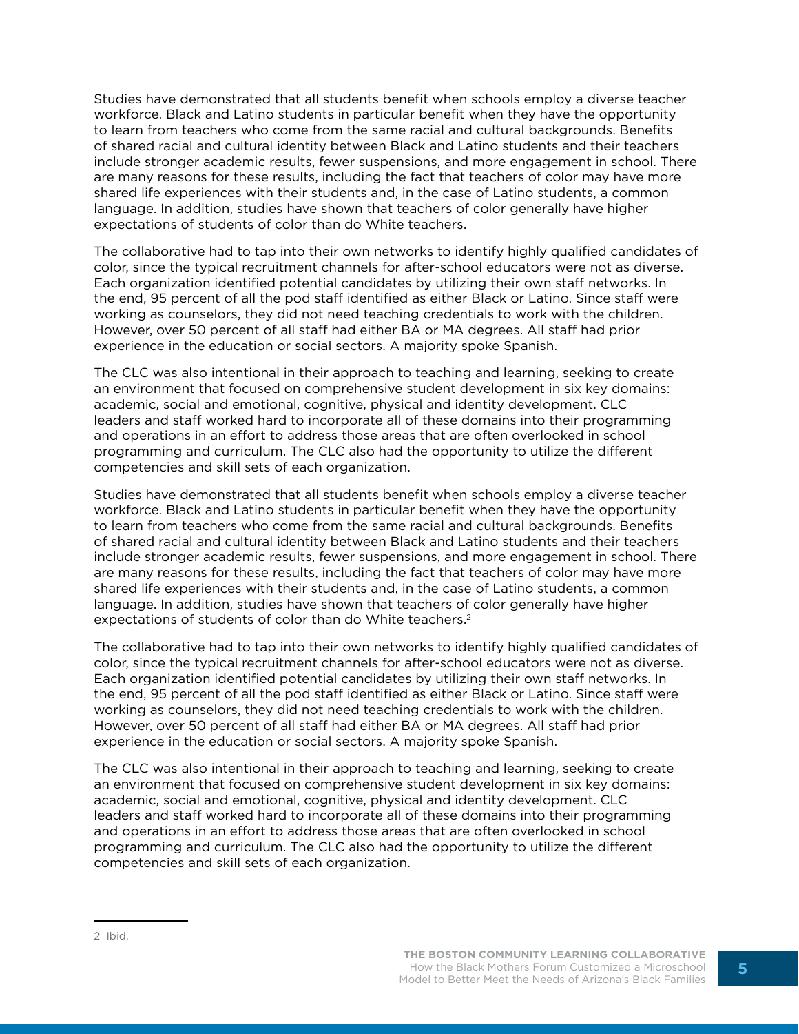Studies have demonstrated that all students benefit when schools employ a diverse teacher workforce. Black and Latino students in particular benefit when they have the opportunity to learn from teachers who come from the same racial and cultural backgrounds. Benefits of shared racial and cultural identity between Black and Latino students and their teachers include stronger academic results, fewer suspensions, and more engagement in school. There are many reasons for these results, including the fact that teachers of color may have more shared life experiences with their students and, in the case of Latino students, a common language. In addition, studies have shown that teachers of color generally have higher expectations of students of color than do White teachers.

The collaborative had to tap into their own networks to identify highly qualified candidates of color, since the typical recruitment channels for after-school educators were not as diverse. Each organization identified potential candidates by utilizing their own staff networks. In the end, 95 percent of all the pod staff identified as either Black or Latino. Since staff were working as counselors, they did not need teaching credentials to work with the children. However, over 50 percent of all staff had either BA or MA degrees. All staff had prior experience in the education or social sectors. A majority spoke Spanish.

The CLC was also intentional in their approach to teaching and learning, seeking to create an environment that focused on comprehensive student development in six key domains: academic, social and emotional, cognitive, physical and identity development. CLC leaders and staff worked hard to incorporate all of these domains into their programming and operations in an effort to address those areas that are often overlooked in school programming and curriculum. The CLC also had the opportunity to utilize the different competencies and skill sets of each organization.

Studies have demonstrated that all students benefit when schools employ a diverse teacher workforce. Black and Latino students in particular benefit when they have the opportunity to learn from teachers who come from the same racial and cultural backgrounds. Benefits of shared racial and cultural identity between Black and Latino students and their teachers include stronger academic results, fewer suspensions, and more engagement in school. There are many reasons for these results, including the fact that teachers of color may have more shared life experiences with their students and, in the case of Latino students, a common language. In addition, studies have shown that teachers of color generally have higher expectations of students of color than do White teachers.[2]

The collaborative had to tap into their own networks to identify highly qualified candidates of color, since the typical recruitment channels for after-school educators were not as diverse. Each organization identified potential candidates by utilizing their own staff networks. In the end, 95 percent of all the pod staff identified as either Black or Latino. Since staff were working as counselors, they did not need teaching credentials to work with the children. However, over 50 percent of all staff had either BA or MA degrees. All staff had prior experience in the education or social sectors. A majority spoke Spanish.

The CLC was also intentional in their approach to teaching and learning, seeking to create an environment that focused on comprehensive student development in six key domains: academic, social and emotional, cognitive, physical and identity development. CLC leaders and staff worked hard to incorporate all of these domains into their programming and operations in an effort to address those areas that are often overlooked in school programming and curriculum. The CLC also had the opportunity to utilize the different competencies and skill sets of each organization.

---

2 Ibid.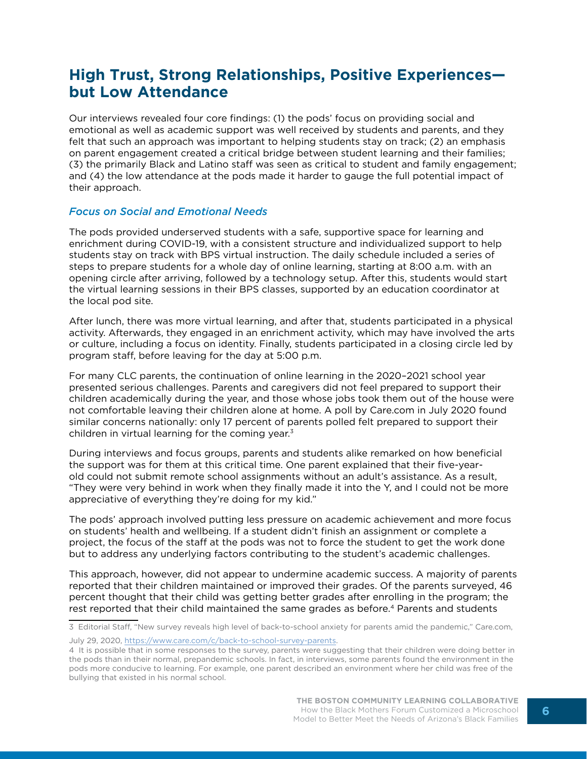## High Trust, Strong Relationships, Positive Experiences—but Low Attendance

Our interviews revealed four core findings: (1) the pods' focus on providing social and emotional as well as academic support was well received by students and parents, and they felt that such an approach was important to helping students stay on track; (2) an emphasis on parent engagement created a critical bridge between student learning and their families; (3) the primarily Black and Latino staff was seen as critical to student and family engagement; and (4) the low attendance at the pods made it harder to gauge the full potential impact of their approach.

### *Focus on Social and Emotional Needs*

The pods provided underserved students with a safe, supportive space for learning and enrichment during COVID-19, with a consistent structure and individualized support to help students stay on track with BPS virtual instruction. The daily schedule included a series of steps to prepare students for a whole day of online learning, starting at 8:00 a.m. with an opening circle after arriving, followed by a technology setup. After this, students would start the virtual learning sessions in their BPS classes, supported by an education coordinator at the local pod site.

After lunch, there was more virtual learning, and after that, students participated in a physical activity. Afterwards, they engaged in an enrichment activity, which may have involved the arts or culture, including a focus on identity. Finally, students participated in a closing circle led by program staff, before leaving for the day at 5:00 p.m.

For many CLC parents, the continuation of online learning in the 2020–2021 school year presented serious challenges. Parents and caregivers did not feel prepared to support their children academically during the year, and those whose jobs took them out of the house were not comfortable leaving their children alone at home. A poll by Care.com in July 2020 found similar concerns nationally: only 17 percent of parents polled felt prepared to support their children in virtual learning for the coming year.[3]

During interviews and focus groups, parents and students alike remarked on how beneficial the support was for them at this critical time. One parent explained that their five-year-old could not submit remote school assignments without an adult's assistance. As a result, "They were very behind in work when they finally made it into the Y, and I could not be more appreciative of everything they're doing for my kid."

The pods' approach involved putting less pressure on academic achievement and more focus on students' health and wellbeing. If a student didn't finish an assignment or complete a project, the focus of the staff at the pods was not to force the student to get the work done but to address any underlying factors contributing to the student's academic challenges.

This approach, however, did not appear to undermine academic success. A majority of parents reported that their children maintained or improved their grades. Of the parents surveyed, 46 percent thought that their child was getting better grades after enrolling in the program; the rest reported that their child maintained the same grades as before.[4] Parents and students

---

3 Editorial Staff, "New survey reveals high level of back-to-school anxiety for parents amid the pandemic," Care.com, July 29, 2020, https://www.care.com/c/back-to-school-survey-parents.

4 It is possible that in some responses to the survey, parents were suggesting that their children were doing better in the pods than in their normal, prepandemic schools. In fact, in interviews, some parents found the environment in the pods more conducive to learning. For example, one parent described an environment where her child was free of the bullying that existed in his normal school.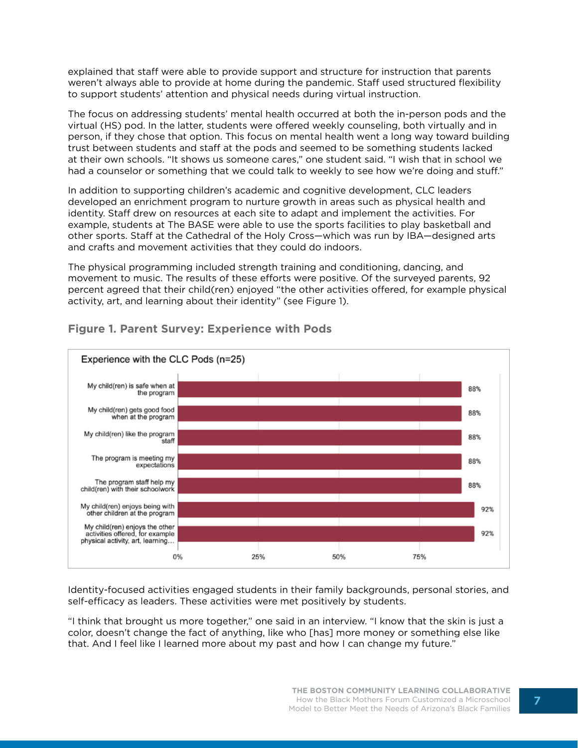explained that staff were able to provide support and structure for instruction that parents weren't always able to provide at home during the pandemic. Staff used structured flexibility to support students' attention and physical needs during virtual instruction.

The focus on addressing students' mental health occurred at both the in-person pods and the virtual (HS) pod. In the latter, students were offered weekly counseling, both virtually and in person, if they chose that option. This focus on mental health went a long way toward building trust between students and staff at the pods and seemed to be something students lacked at their own schools. "It shows us someone cares," one student said. "I wish that in school we had a counselor or something that we could talk to weekly to see how we're doing and stuff."

In addition to supporting children's academic and cognitive development, CLC leaders developed an enrichment program to nurture growth in areas such as physical health and identity. Staff drew on resources at each site to adapt and implement the activities. For example, students at The BASE were able to use the sports facilities to play basketball and other sports. Staff at the Cathedral of the Holy Cross—which was run by IBA—designed arts and crafts and movement activities that they could do indoors.

The physical programming included strength training and conditioning, dancing, and movement to music. The results of these efforts were positive. Of the surveyed parents, 92 percent agreed that their child(ren) enjoyed "the other activities offered, for example physical activity, art, and learning about their identity" (see Figure 1).

### Figure 1. Parent Survey: Experience with Pods

Experience with the CLC Pods (n=25)

| Statement | Percent |
|---|---|
| My child(ren) is safe when at the program | 88% |
| My child(ren) gets good food when at the program | 88% |
| My child(ren) like the program staff | 88% |
| The program is meeting my expectations | 88% |
| The program staff help my child(ren) with their schoolwork | 88% |
| My child(ren) enjoys being with other children at the program | 92% |
| My child(ren) enjoys the other activities offered, for example physical activity, art, learning… | 92% |

Identity-focused activities engaged students in their family backgrounds, personal stories, and self-efficacy as leaders. These activities were met positively by students.

"I think that brought us more together," one said in an interview. "I know that the skin is just a color, doesn't change the fact of anything, like who [has] more money or something else like that. And I feel like I learned more about my past and how I can change my future."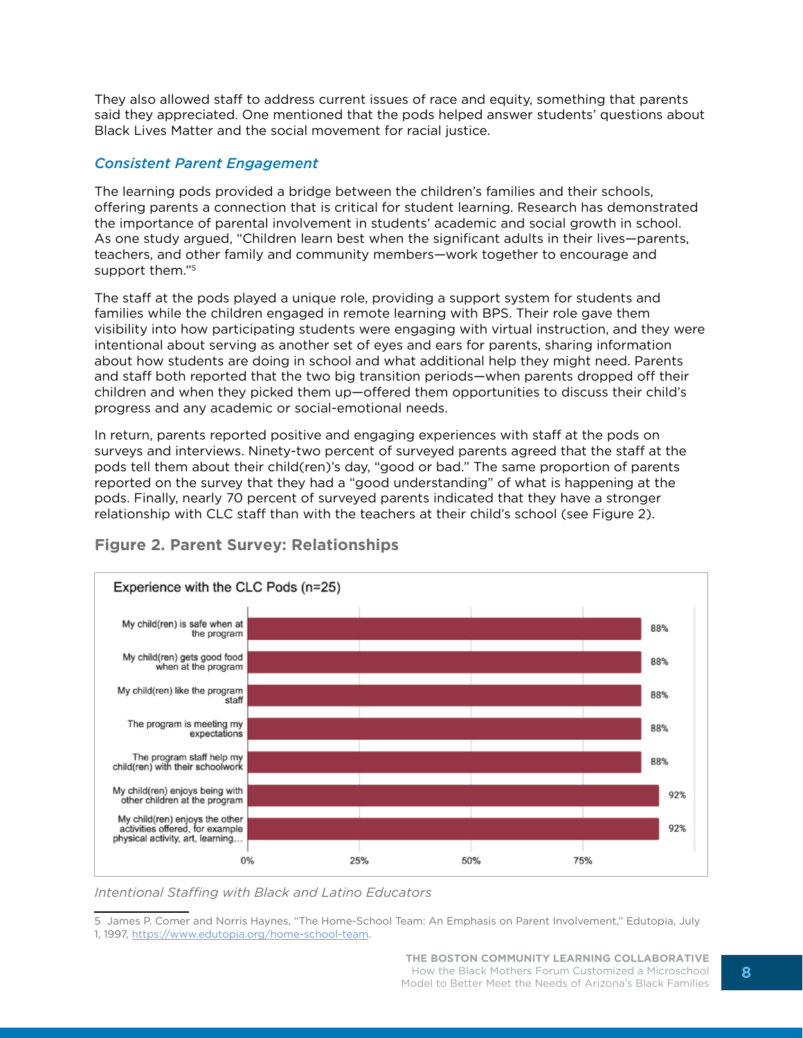They also allowed staff to address current issues of race and equity, something that parents said they appreciated. One mentioned that the pods helped answer students' questions about Black Lives Matter and the social movement for racial justice.

### *Consistent Parent Engagement*

The learning pods provided a bridge between the children's families and their schools, offering parents a connection that is critical for student learning. Research has demonstrated the importance of parental involvement in students' academic and social growth in school. As one study argued, "Children learn best when the significant adults in their lives—parents, teachers, and other family and community members—work together to encourage and support them."[5]

The staff at the pods played a unique role, providing a support system for students and families while the children engaged in remote learning with BPS. Their role gave them visibility into how participating students were engaging with virtual instruction, and they were intentional about serving as another set of eyes and ears for parents, sharing information about how students are doing in school and what additional help they might need. Parents and staff both reported that the two big transition periods—when parents dropped off their children and when they picked them up—offered them opportunities to discuss their child's progress and any academic or social-emotional needs.

In return, parents reported positive and engaging experiences with staff at the pods on surveys and interviews. Ninety-two percent of surveyed parents agreed that the staff at the pods tell them about their child(ren)'s day, "good or bad." The same proportion of parents reported on the survey that they had a "good understanding" of what is happening at the pods. Finally, nearly 70 percent of surveyed parents indicated that they have a stronger relationship with CLC staff than with the teachers at their child's school (see Figure 2).

**Figure 2. Parent Survey: Relationships**

Experience with the CLC Pods (n=25)

| Statement | Percent |
|---|---|
| My child(ren) is safe when at the program | 88% |
| My child(ren) gets good food when at the program | 88% |
| My child(ren) like the program staff | 88% |
| The program is meeting my expectations | 88% |
| The program staff help my child(ren) with their schoolwork | 88% |
| My child(ren) enjoys being with other children at the program | 92% |
| My child(ren) enjoys the other activities offered, for example physical activity, art, learning… | 92% |

*Intentional Staffing with Black and Latino Educators*

5 James P. Comer and Norris Haynes, "The Home-School Team: An Emphasis on Parent Involvement," Edutopia, July 1, 1997, https://www.edutopia.org/home-school-team.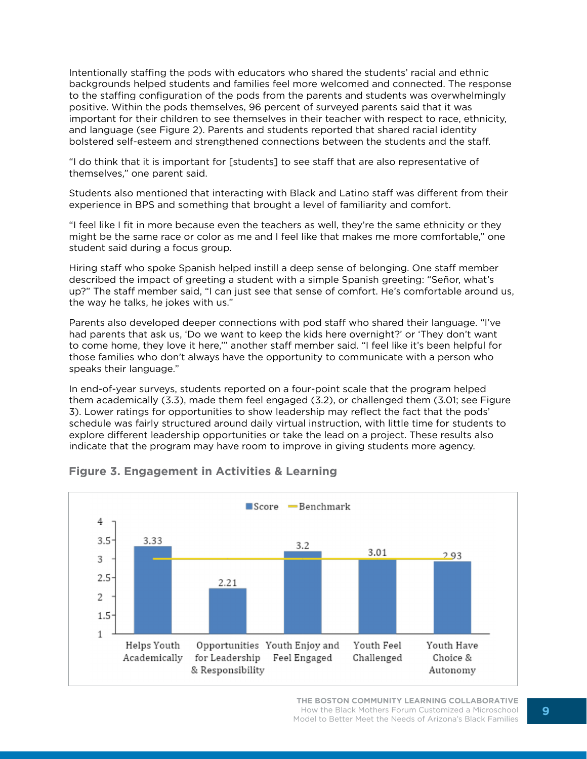Intentionally staffing the pods with educators who shared the students' racial and ethnic backgrounds helped students and families feel more welcomed and connected. The response to the staffing configuration of the pods from the parents and students was overwhelmingly positive. Within the pods themselves, 96 percent of surveyed parents said that it was important for their children to see themselves in their teacher with respect to race, ethnicity, and language (see Figure 2). Parents and students reported that shared racial identity bolstered self-esteem and strengthened connections between the students and the staff.

"I do think that it is important for [students] to see staff that are also representative of themselves," one parent said.

Students also mentioned that interacting with Black and Latino staff was different from their experience in BPS and something that brought a level of familiarity and comfort.

"I feel like I fit in more because even the teachers as well, they're the same ethnicity or they might be the same race or color as me and I feel like that makes me more comfortable," one student said during a focus group.

Hiring staff who spoke Spanish helped instill a deep sense of belonging. One staff member described the impact of greeting a student with a simple Spanish greeting: "Señor, what's up?" The staff member said, "I can just see that sense of comfort. He's comfortable around us, the way he talks, he jokes with us."

Parents also developed deeper connections with pod staff who shared their language. "I've had parents that ask us, 'Do we want to keep the kids here overnight?' or 'They don't want to come home, they love it here,'" another staff member said. "I feel like it's been helpful for those families who don't always have the opportunity to communicate with a person who speaks their language."

In end-of-year surveys, students reported on a four-point scale that the program helped them academically (3.3), made them feel engaged (3.2), or challenged them (3.01; see Figure 3). Lower ratings for opportunities to show leadership may reflect the fact that the pods' schedule was fairly structured around daily virtual instruction, with little time for students to explore different leadership opportunities or take the lead on a project. These results also indicate that the program may have room to improve in giving students more agency.

**Figure 3. Engagement in Activities & Learning**

| | Score | Benchmark |
|---|---|---|
| Helps Youth Academically | 3.33 | 3 |
| Opportunities for Leadership & Responsibility | 2.21 | 3 |
| Youth Enjoy and Feel Engaged | 3.2 | 3 |
| Youth Feel Challenged | 3.01 | 3 |
| Youth Have Choice & Autonomy | 2.93 | 3 |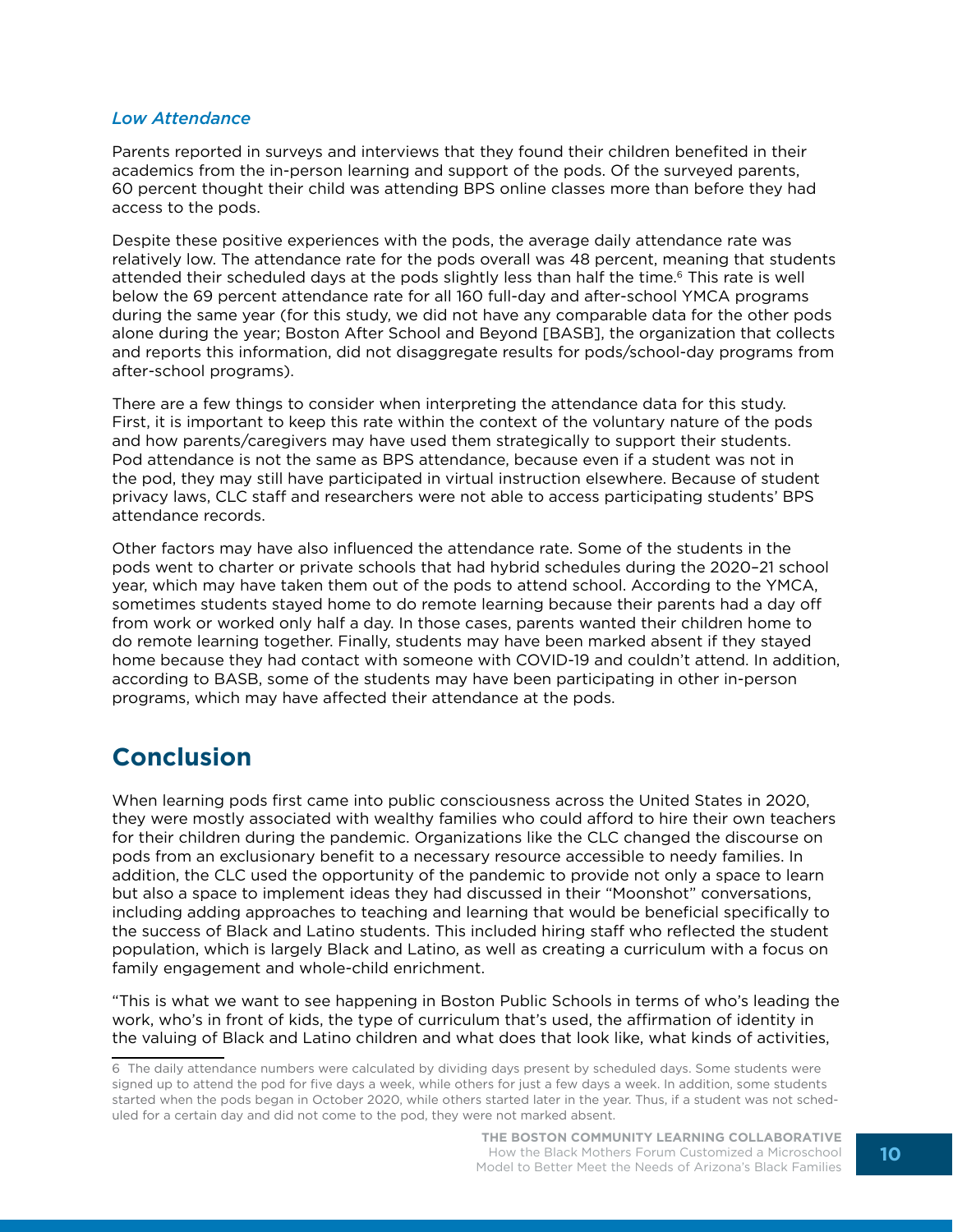### *Low Attendance*

Parents reported in surveys and interviews that they found their children benefited in their academics from the in-person learning and support of the pods. Of the surveyed parents, 60 percent thought their child was attending BPS online classes more than before they had access to the pods.

Despite these positive experiences with the pods, the average daily attendance rate was relatively low. The attendance rate for the pods overall was 48 percent, meaning that students attended their scheduled days at the pods slightly less than half the time.[6] This rate is well below the 69 percent attendance rate for all 160 full-day and after-school YMCA programs during the same year (for this study, we did not have any comparable data for the other pods alone during the year; Boston After School and Beyond [BASB], the organization that collects and reports this information, did not disaggregate results for pods/school-day programs from after-school programs).

There are a few things to consider when interpreting the attendance data for this study. First, it is important to keep this rate within the context of the voluntary nature of the pods and how parents/caregivers may have used them strategically to support their students. Pod attendance is not the same as BPS attendance, because even if a student was not in the pod, they may still have participated in virtual instruction elsewhere. Because of student privacy laws, CLC staff and researchers were not able to access participating students' BPS attendance records.

Other factors may have also influenced the attendance rate. Some of the students in the pods went to charter or private schools that had hybrid schedules during the 2020–21 school year, which may have taken them out of the pods to attend school. According to the YMCA, sometimes students stayed home to do remote learning because their parents had a day off from work or worked only half a day. In those cases, parents wanted their children home to do remote learning together. Finally, students may have been marked absent if they stayed home because they had contact with someone with COVID-19 and couldn't attend. In addition, according to BASB, some of the students may have been participating in other in-person programs, which may have affected their attendance at the pods.

## Conclusion

When learning pods first came into public consciousness across the United States in 2020, they were mostly associated with wealthy families who could afford to hire their own teachers for their children during the pandemic. Organizations like the CLC changed the discourse on pods from an exclusionary benefit to a necessary resource accessible to needy families. In addition, the CLC used the opportunity of the pandemic to provide not only a space to learn but also a space to implement ideas they had discussed in their "Moonshot" conversations, including adding approaches to teaching and learning that would be beneficial specifically to the success of Black and Latino students. This included hiring staff who reflected the student population, which is largely Black and Latino, as well as creating a curriculum with a focus on family engagement and whole-child enrichment.

"This is what we want to see happening in Boston Public Schools in terms of who's leading the work, who's in front of kids, the type of curriculum that's used, the affirmation of identity in the valuing of Black and Latino children and what does that look like, what kinds of activities,

[6] The daily attendance numbers were calculated by dividing days present by scheduled days. Some students were signed up to attend the pod for five days a week, while others for just a few days a week. In addition, some students started when the pods began in October 2020, while others started later in the year. Thus, if a student was not scheduled for a certain day and did not come to the pod, they were not marked absent.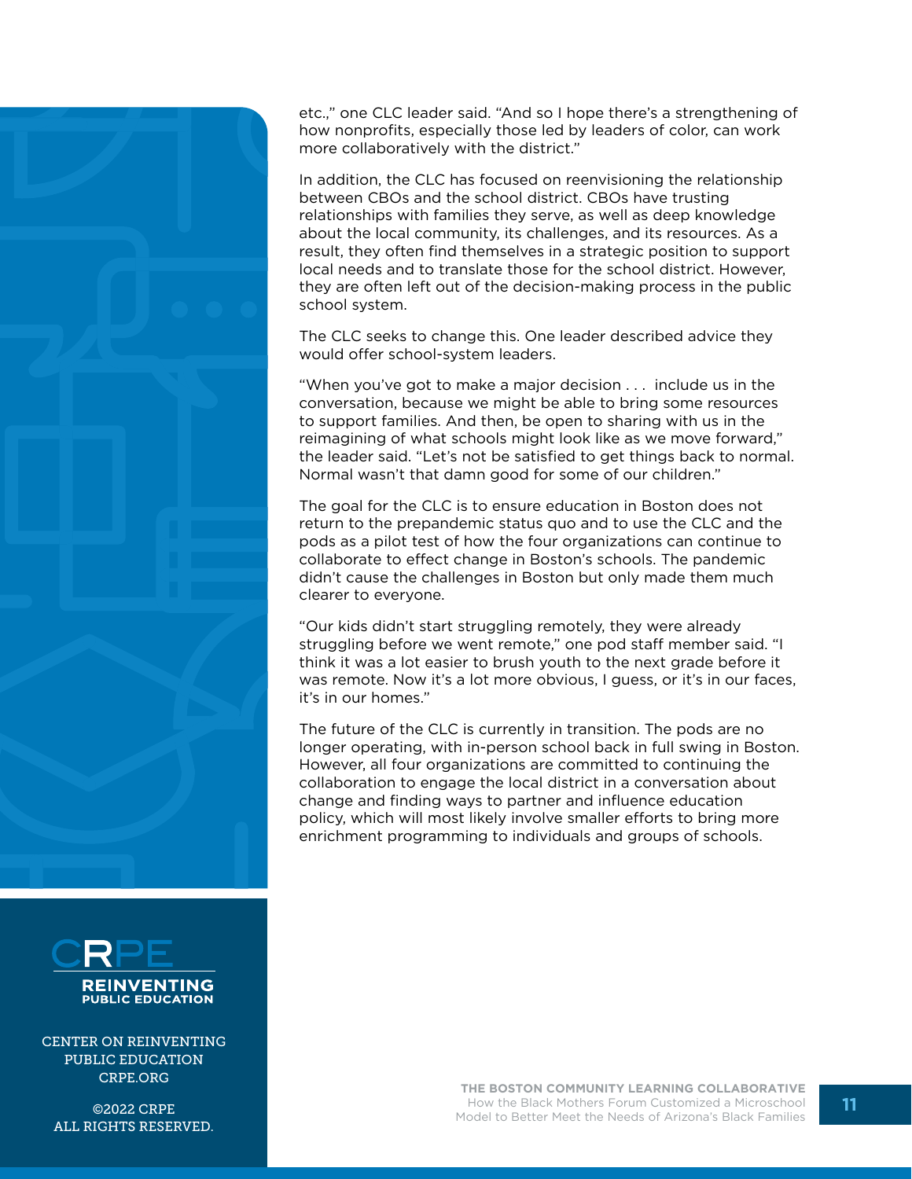etc.," one CLC leader said. "And so I hope there's a strengthening of how nonprofits, especially those led by leaders of color, can work more collaboratively with the district."

In addition, the CLC has focused on reenvisioning the relationship between CBOs and the school district. CBOs have trusting relationships with families they serve, as well as deep knowledge about the local community, its challenges, and its resources. As a result, they often find themselves in a strategic position to support local needs and to translate those for the school district. However, they are often left out of the decision-making process in the public school system.

The CLC seeks to change this. One leader described advice they would offer school-system leaders.

"When you've got to make a major decision . . .  include us in the conversation, because we might be able to bring some resources to support families. And then, be open to sharing with us in the reimagining of what schools might look like as we move forward," the leader said. "Let's not be satisfied to get things back to normal. Normal wasn't that damn good for some of our children."

The goal for the CLC is to ensure education in Boston does not return to the prepandemic status quo and to use the CLC and the pods as a pilot test of how the four organizations can continue to collaborate to effect change in Boston's schools. The pandemic didn't cause the challenges in Boston but only made them much clearer to everyone.

"Our kids didn't start struggling remotely, they were already struggling before we went remote," one pod staff member said. "I think it was a lot easier to brush youth to the next grade before it was remote. Now it's a lot more obvious, I guess, or it's in our faces, it's in our homes."

The future of the CLC is currently in transition. The pods are no longer operating, with in-person school back in full swing in Boston. However, all four organizations are committed to continuing the collaboration to engage the local district in a conversation about change and finding ways to partner and influence education policy, which will most likely involve smaller efforts to bring more enrichment programming to individuals and groups of schools.

CRPE
REINVENTING PUBLIC EDUCATION

CENTER ON REINVENTING PUBLIC EDUCATION
CRPE.ORG

©2022 CRPE
ALL RIGHTS RESERVED.